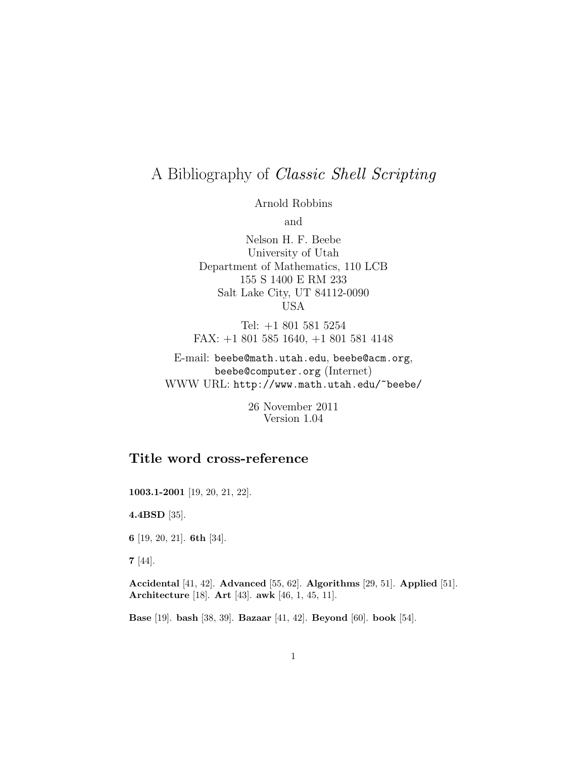# A Bibliography of *Classic Shell Scripting*

Arnold Robbins

and

Nelson H. F. Beebe
University of Utah
Department of Mathematics, 110 LCB
155 S 1400 E RM 233
Salt Lake City, UT 84112-0090
USA

Tel: +1 801 581 5254
FAX: +1 801 585 1640, +1 801 581 4148

E-mail: `beebe@math.utah.edu`, `beebe@acm.org`, `beebe@computer.org` (Internet)
WWW URL: `http://www.math.utah.edu/~beebe/`

26 November 2011
Version 1.04

## Title word cross-reference

**1003.1-2001** [19, 20, 21, 22].

**4.4BSD** [35].

**6** [19, 20, 21]. **6th** [34].

**7** [44].

**Accidental** [41, 42]. **Advanced** [55, 62]. **Algorithms** [29, 51]. **Applied** [51]. **Architecture** [18]. **Art** [43]. **awk** [46, 1, 45, 11].

**Base** [19]. **bash** [38, 39]. **Bazaar** [41, 42]. **Beyond** [60]. **book** [54].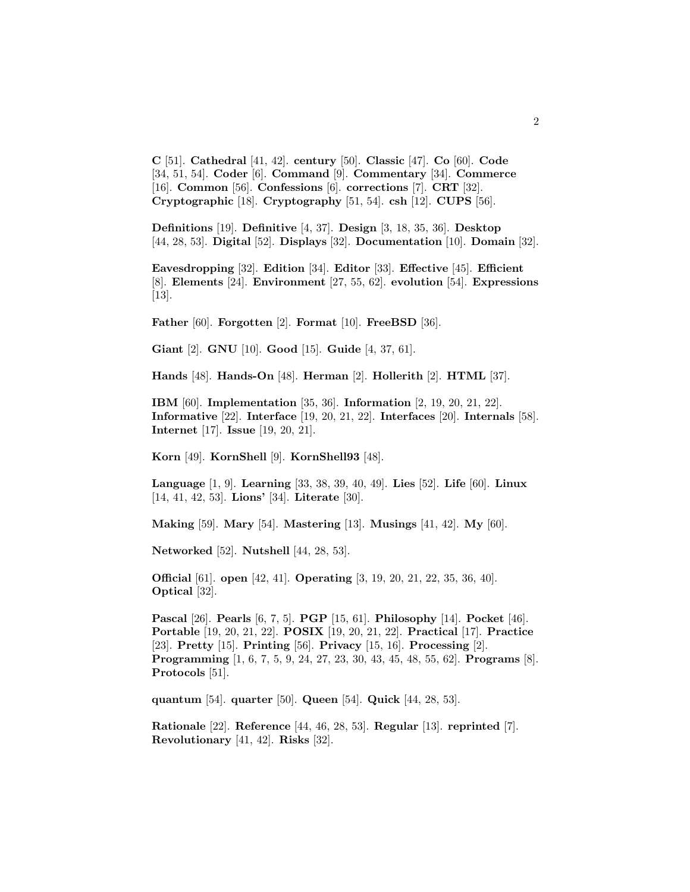**C** [51]. **Cathedral** [41, 42]. **century** [50]. **Classic** [47]. **Co** [60]. **Code** [34, 51, 54]. **Coder** [6]. **Command** [9]. **Commentary** [34]. **Commerce** [16]. **Common** [56]. **Confessions** [6]. **corrections** [7]. **CRT** [32]. **Cryptographic** [18]. **Cryptography** [51, 54]. **csh** [12]. **CUPS** [56].

**Definitions** [19]. **Definitive** [4, 37]. **Design** [3, 18, 35, 36]. **Desktop** [44, 28, 53]. **Digital** [52]. **Displays** [32]. **Documentation** [10]. **Domain** [32].

**Eavesdropping** [32]. **Edition** [34]. **Editor** [33]. **Effective** [45]. **Efficient** [8]. **Elements** [24]. **Environment** [27, 55, 62]. **evolution** [54]. **Expressions** [13].

**Father** [60]. **Forgotten** [2]. **Format** [10]. **FreeBSD** [36].

**Giant** [2]. **GNU** [10]. **Good** [15]. **Guide** [4, 37, 61].

**Hands** [48]. **Hands-On** [48]. **Herman** [2]. **Hollerith** [2]. **HTML** [37].

**IBM** [60]. **Implementation** [35, 36]. **Information** [2, 19, 20, 21, 22]. **Informative** [22]. **Interface** [19, 20, 21, 22]. **Interfaces** [20]. **Internals** [58]. **Internet** [17]. **Issue** [19, 20, 21].

**Korn** [49]. **KornShell** [9]. **KornShell93** [48].

**Language** [1, 9]. **Learning** [33, 38, 39, 40, 49]. **Lies** [52]. **Life** [60]. **Linux** [14, 41, 42, 53]. **Lions'** [34]. **Literate** [30].

**Making** [59]. **Mary** [54]. **Mastering** [13]. **Musings** [41, 42]. **My** [60].

**Networked** [52]. **Nutshell** [44, 28, 53].

**Official** [61]. **open** [42, 41]. **Operating** [3, 19, 20, 21, 22, 35, 36, 40]. **Optical** [32].

**Pascal** [26]. **Pearls** [6, 7, 5]. **PGP** [15, 61]. **Philosophy** [14]. **Pocket** [46]. **Portable** [19, 20, 21, 22]. **POSIX** [19, 20, 21, 22]. **Practical** [17]. **Practice** [23]. **Pretty** [15]. **Printing** [56]. **Privacy** [15, 16]. **Processing** [2]. **Programming** [1, 6, 7, 5, 9, 24, 27, 23, 30, 43, 45, 48, 55, 62]. **Programs** [8]. **Protocols** [51].

**quantum** [54]. **quarter** [50]. **Queen** [54]. **Quick** [44, 28, 53].

**Rationale** [22]. **Reference** [44, 46, 28, 53]. **Regular** [13]. **reprinted** [7]. **Revolutionary** [41, 42]. **Risks** [32].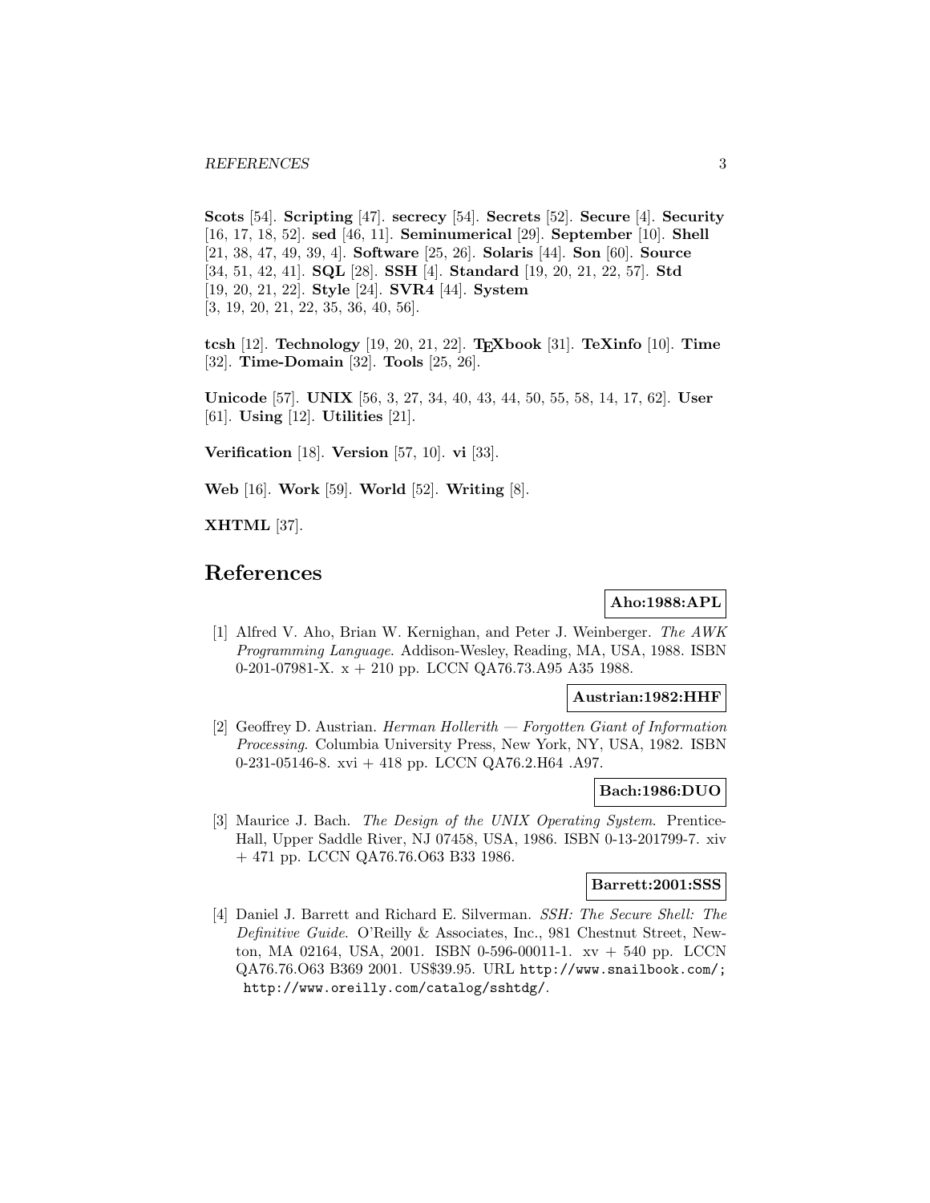**Scots** [54]. **Scripting** [47]. **secrecy** [54]. **Secrets** [52]. **Secure** [4]. **Security** [16, 17, 18, 52]. **sed** [46, 11]. **Seminumerical** [29]. **September** [10]. **Shell** [21, 38, 47, 49, 39, 4]. **Software** [25, 26]. **Solaris** [44]. **Son** [60]. **Source** [34, 51, 42, 41]. **SQL** [28]. **SSH** [4]. **Standard** [19, 20, 21, 22, 57]. **Std** [19, 20, 21, 22]. **Style** [24]. **SVR4** [44]. **System** [3, 19, 20, 21, 22, 35, 36, 40, 56].

**tcsh** [12]. **Technology** [19, 20, 21, 22]. **TEXbook** [31]. **TeXinfo** [10]. **Time** [32]. **Time-Domain** [32]. **Tools** [25, 26].

**Unicode** [57]. **UNIX** [56, 3, 27, 34, 40, 43, 44, 50, 55, 58, 14, 17, 62]. **User** [61]. **Using** [12]. **Utilities** [21].

**Verification** [18]. **Version** [57, 10]. **vi** [33].

**Web** [16]. **Work** [59]. **World** [52]. **Writing** [8].

**XHTML** [37].

# References

**Aho:1988:APL**

[1] Alfred V. Aho, Brian W. Kernighan, and Peter J. Weinberger. *The AWK Programming Language*. Addison-Wesley, Reading, MA, USA, 1988. ISBN 0-201-07981-X. x + 210 pp. LCCN QA76.73.A95 A35 1988.

**Austrian:1982:HHF**

[2] Geoffrey D. Austrian. *Herman Hollerith — Forgotten Giant of Information Processing*. Columbia University Press, New York, NY, USA, 1982. ISBN 0-231-05146-8. xvi + 418 pp. LCCN QA76.2.H64 .A97.

**Bach:1986:DUO**

[3] Maurice J. Bach. *The Design of the UNIX Operating System*. Prentice-Hall, Upper Saddle River, NJ 07458, USA, 1986. ISBN 0-13-201799-7. xiv + 471 pp. LCCN QA76.76.O63 B33 1986.

**Barrett:2001:SSS**

[4] Daniel J. Barrett and Richard E. Silverman. *SSH: The Secure Shell: The Definitive Guide*. O'Reilly & Associates, Inc., 981 Chestnut Street, Newton, MA 02164, USA, 2001. ISBN 0-596-00011-1. xv + 540 pp. LCCN QA76.76.O63 B369 2001. US$39.95. URL http://www.snailbook.com/; http://www.oreilly.com/catalog/sshtdg/.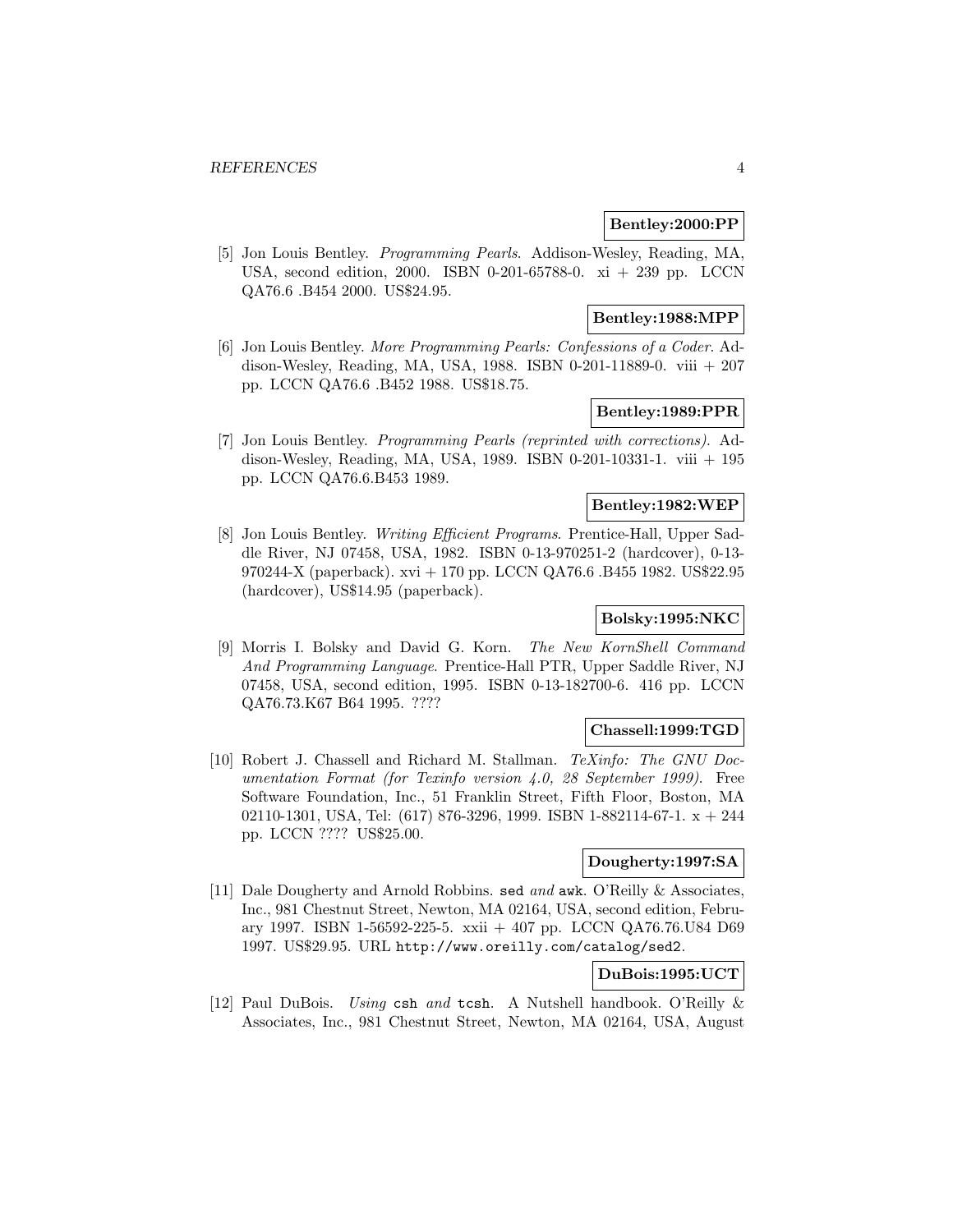**Bentley:2000:PP**

[5] Jon Louis Bentley. *Programming Pearls*. Addison-Wesley, Reading, MA, USA, second edition, 2000. ISBN 0-201-65788-0. xi + 239 pp. LCCN QA76.6 .B454 2000. US$24.95.

**Bentley:1988:MPP**

[6] Jon Louis Bentley. *More Programming Pearls: Confessions of a Coder*. Addison-Wesley, Reading, MA, USA, 1988. ISBN 0-201-11889-0. viii + 207 pp. LCCN QA76.6 .B452 1988. US$18.75.

**Bentley:1989:PPR**

[7] Jon Louis Bentley. *Programming Pearls (reprinted with corrections)*. Addison-Wesley, Reading, MA, USA, 1989. ISBN 0-201-10331-1. viii + 195 pp. LCCN QA76.6.B453 1989.

**Bentley:1982:WEP**

[8] Jon Louis Bentley. *Writing Efficient Programs*. Prentice-Hall, Upper Saddle River, NJ 07458, USA, 1982. ISBN 0-13-970251-2 (hardcover), 0-13-970244-X (paperback). xvi + 170 pp. LCCN QA76.6 .B455 1982. US$22.95 (hardcover), US$14.95 (paperback).

**Bolsky:1995:NKC**

[9] Morris I. Bolsky and David G. Korn. *The New KornShell Command And Programming Language*. Prentice-Hall PTR, Upper Saddle River, NJ 07458, USA, second edition, 1995. ISBN 0-13-182700-6. 416 pp. LCCN QA76.73.K67 B64 1995. ????

**Chassell:1999:TGD**

[10] Robert J. Chassell and Richard M. Stallman. *TeXinfo: The GNU Documentation Format (for Texinfo version 4.0, 28 September 1999)*. Free Software Foundation, Inc., 51 Franklin Street, Fifth Floor, Boston, MA 02110-1301, USA, Tel: (617) 876-3296, 1999. ISBN 1-882114-67-1. x + 244 pp. LCCN ???? US$25.00.

**Dougherty:1997:SA**

[11] Dale Dougherty and Arnold Robbins. `sed` *and* `awk`. O'Reilly & Associates, Inc., 981 Chestnut Street, Newton, MA 02164, USA, second edition, February 1997. ISBN 1-56592-225-5. xxii + 407 pp. LCCN QA76.76.U84 D69 1997. US$29.95. URL `http://www.oreilly.com/catalog/sed2`.

**DuBois:1995:UCT**

[12] Paul DuBois. *Using* `csh` *and* `tcsh`. A Nutshell handbook. O'Reilly & Associates, Inc., 981 Chestnut Street, Newton, MA 02164, USA, August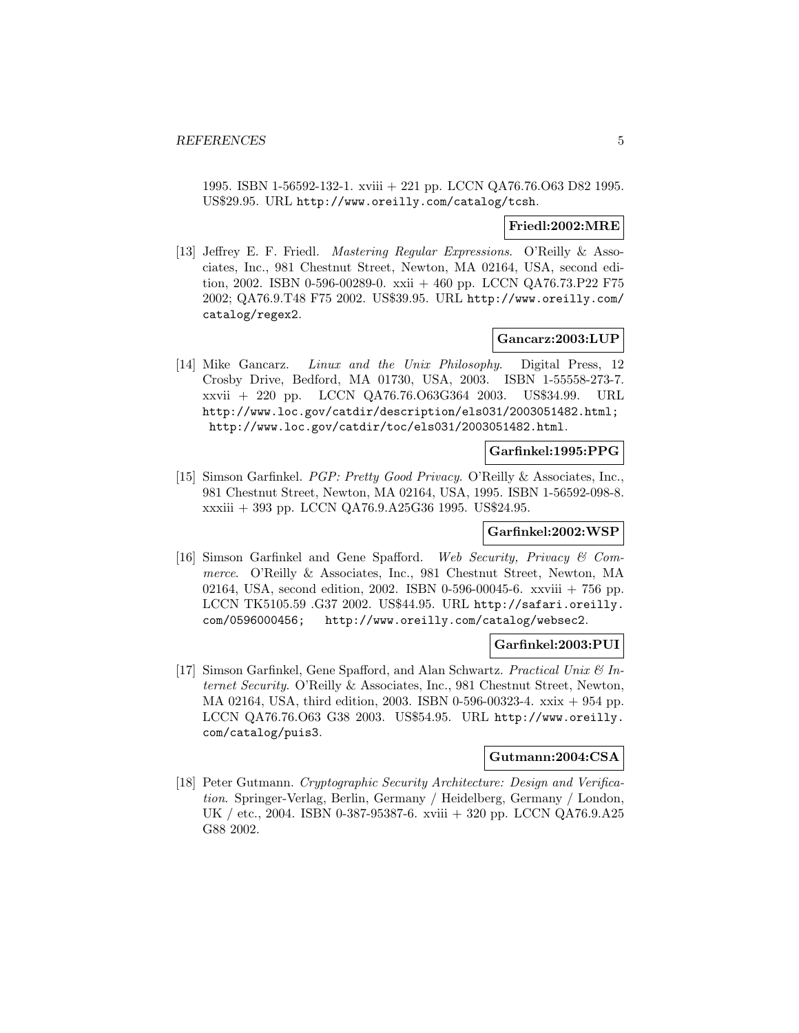1995. ISBN 1-56592-132-1. xviii + 221 pp. LCCN QA76.76.O63 D82 1995. US$29.95. URL http://www.oreilly.com/catalog/tcsh.

**Friedl:2002:MRE**

[13] Jeffrey E. F. Friedl. *Mastering Regular Expressions*. O'Reilly & Associates, Inc., 981 Chestnut Street, Newton, MA 02164, USA, second edition, 2002. ISBN 0-596-00289-0. xxii + 460 pp. LCCN QA76.73.P22 F75 2002; QA76.9.T48 F75 2002. US$39.95. URL http://www.oreilly.com/catalog/regex2.

**Gancarz:2003:LUP**

[14] Mike Gancarz. *Linux and the Unix Philosophy*. Digital Press, 12 Crosby Drive, Bedford, MA 01730, USA, 2003. ISBN 1-55558-273-7. xxvii + 220 pp. LCCN QA76.76.O63G364 2003. US$34.99. URL http://www.loc.gov/catdir/description/els031/2003051482.html; http://www.loc.gov/catdir/toc/els031/2003051482.html.

**Garfinkel:1995:PPG**

[15] Simson Garfinkel. *PGP: Pretty Good Privacy*. O'Reilly & Associates, Inc., 981 Chestnut Street, Newton, MA 02164, USA, 1995. ISBN 1-56592-098-8. xxxiii + 393 pp. LCCN QA76.9.A25G36 1995. US$24.95.

**Garfinkel:2002:WSP**

[16] Simson Garfinkel and Gene Spafford. *Web Security, Privacy & Commerce*. O'Reilly & Associates, Inc., 981 Chestnut Street, Newton, MA 02164, USA, second edition, 2002. ISBN 0-596-00045-6. xxviii + 756 pp. LCCN TK5105.59 .G37 2002. US$44.95. URL http://safari.oreilly.com/0596000456; http://www.oreilly.com/catalog/websec2.

**Garfinkel:2003:PUI**

[17] Simson Garfinkel, Gene Spafford, and Alan Schwartz. *Practical Unix & Internet Security*. O'Reilly & Associates, Inc., 981 Chestnut Street, Newton, MA 02164, USA, third edition, 2003. ISBN 0-596-00323-4. xxix + 954 pp. LCCN QA76.76.O63 G38 2003. US$54.95. URL http://www.oreilly.com/catalog/puis3.

**Gutmann:2004:CSA**

[18] Peter Gutmann. *Cryptographic Security Architecture: Design and Verification*. Springer-Verlag, Berlin, Germany / Heidelberg, Germany / London, UK / etc., 2004. ISBN 0-387-95387-6. xviii + 320 pp. LCCN QA76.9.A25 G88 2002.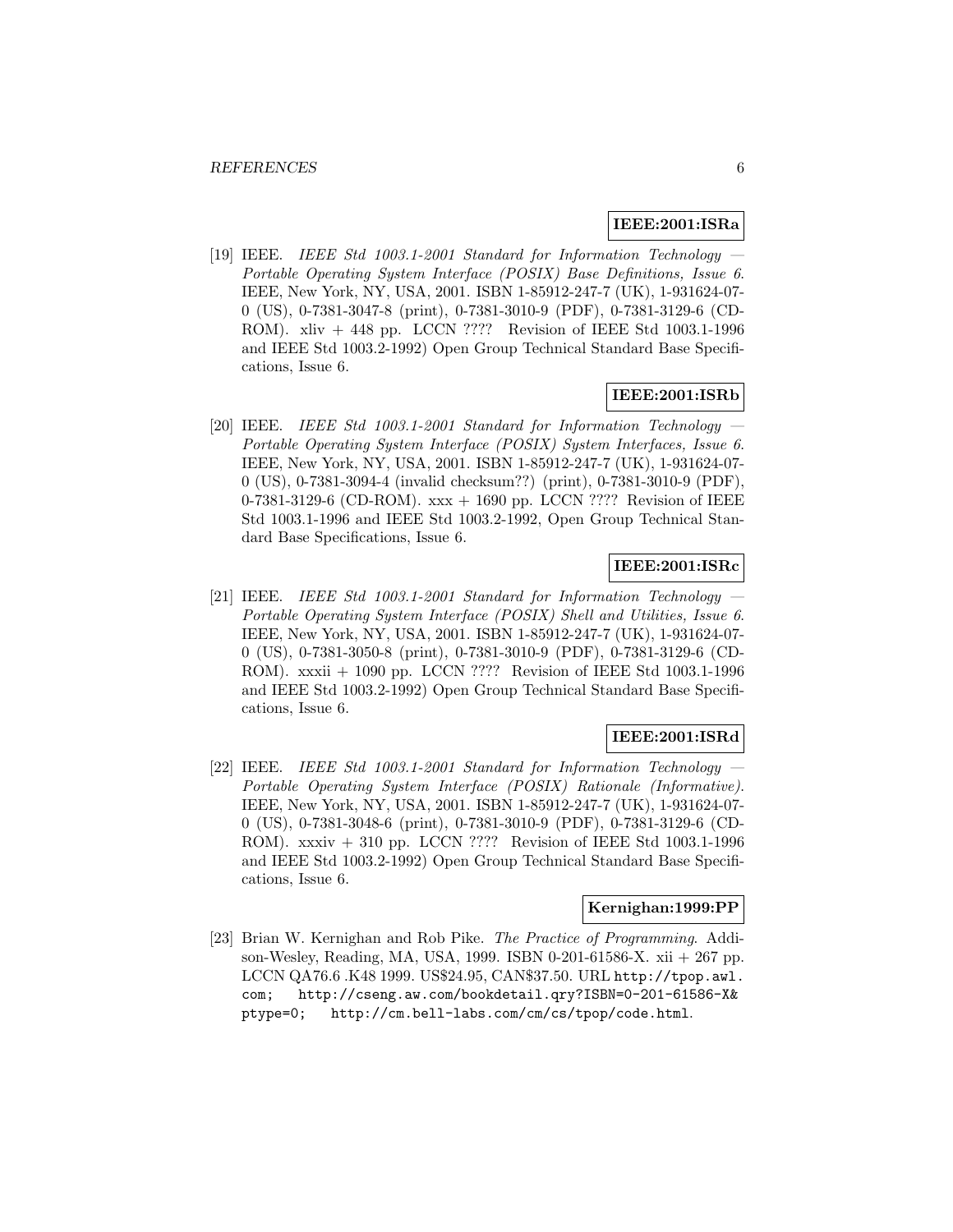**IEEE:2001:ISRa**

[19] IEEE. *IEEE Std 1003.1-2001 Standard for Information Technology — Portable Operating System Interface (POSIX) Base Definitions, Issue 6*. IEEE, New York, NY, USA, 2001. ISBN 1-85912-247-7 (UK), 1-931624-07-0 (US), 0-7381-3047-8 (print), 0-7381-3010-9 (PDF), 0-7381-3129-6 (CD-ROM). xliv + 448 pp. LCCN ???? Revision of IEEE Std 1003.1-1996 and IEEE Std 1003.2-1992) Open Group Technical Standard Base Specifications, Issue 6.

**IEEE:2001:ISRb**

[20] IEEE. *IEEE Std 1003.1-2001 Standard for Information Technology — Portable Operating System Interface (POSIX) System Interfaces, Issue 6*. IEEE, New York, NY, USA, 2001. ISBN 1-85912-247-7 (UK), 1-931624-07-0 (US), 0-7381-3094-4 (invalid checksum??) (print), 0-7381-3010-9 (PDF), 0-7381-3129-6 (CD-ROM). xxx + 1690 pp. LCCN ???? Revision of IEEE Std 1003.1-1996 and IEEE Std 1003.2-1992, Open Group Technical Standard Base Specifications, Issue 6.

**IEEE:2001:ISRc**

[21] IEEE. *IEEE Std 1003.1-2001 Standard for Information Technology — Portable Operating System Interface (POSIX) Shell and Utilities, Issue 6*. IEEE, New York, NY, USA, 2001. ISBN 1-85912-247-7 (UK), 1-931624-07-0 (US), 0-7381-3050-8 (print), 0-7381-3010-9 (PDF), 0-7381-3129-6 (CD-ROM). xxxii + 1090 pp. LCCN ???? Revision of IEEE Std 1003.1-1996 and IEEE Std 1003.2-1992) Open Group Technical Standard Base Specifications, Issue 6.

**IEEE:2001:ISRd**

[22] IEEE. *IEEE Std 1003.1-2001 Standard for Information Technology — Portable Operating System Interface (POSIX) Rationale (Informative)*. IEEE, New York, NY, USA, 2001. ISBN 1-85912-247-7 (UK), 1-931624-07-0 (US), 0-7381-3048-6 (print), 0-7381-3010-9 (PDF), 0-7381-3129-6 (CD-ROM). xxxiv + 310 pp. LCCN ???? Revision of IEEE Std 1003.1-1996 and IEEE Std 1003.2-1992) Open Group Technical Standard Base Specifications, Issue 6.

**Kernighan:1999:PP**

[23] Brian W. Kernighan and Rob Pike. *The Practice of Programming*. Addison-Wesley, Reading, MA, USA, 1999. ISBN 0-201-61586-X. xii + 267 pp. LCCN QA76.6 .K48 1999. US$24.95, CAN$37.50. URL `http://tpop.awl.com`; `http://cseng.aw.com/bookdetail.qry?ISBN=0-201-61586-X&ptype=0`; `http://cm.bell-labs.com/cm/cs/tpop/code.html`.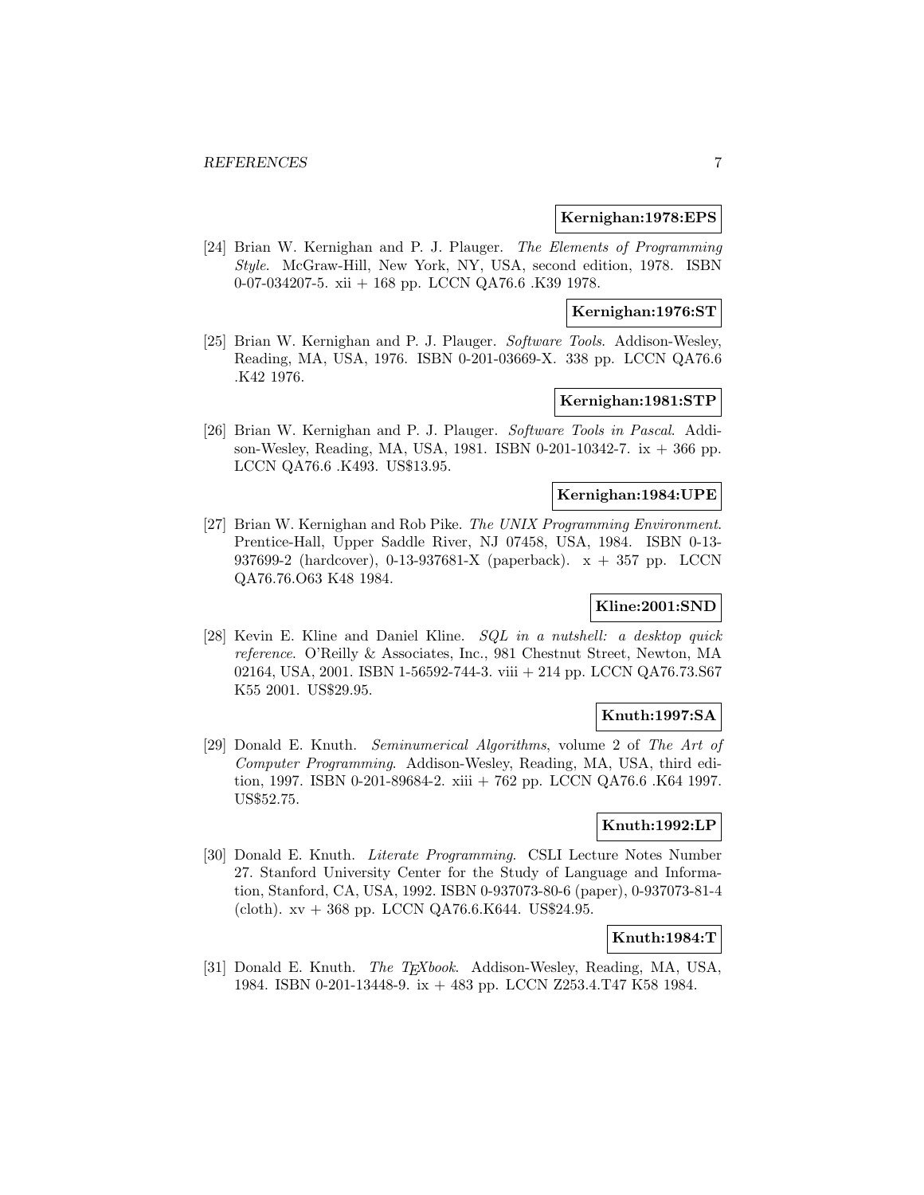**Kernighan:1978:EPS**

[24] Brian W. Kernighan and P. J. Plauger. *The Elements of Programming Style*. McGraw-Hill, New York, NY, USA, second edition, 1978. ISBN 0-07-034207-5. xii + 168 pp. LCCN QA76.6 .K39 1978.

**Kernighan:1976:ST**

[25] Brian W. Kernighan and P. J. Plauger. *Software Tools*. Addison-Wesley, Reading, MA, USA, 1976. ISBN 0-201-03669-X. 338 pp. LCCN QA76.6 .K42 1976.

**Kernighan:1981:STP**

[26] Brian W. Kernighan and P. J. Plauger. *Software Tools in Pascal*. Addison-Wesley, Reading, MA, USA, 1981. ISBN 0-201-10342-7. ix + 366 pp. LCCN QA76.6 .K493. US$13.95.

**Kernighan:1984:UPE**

[27] Brian W. Kernighan and Rob Pike. *The UNIX Programming Environment*. Prentice-Hall, Upper Saddle River, NJ 07458, USA, 1984. ISBN 0-13-937699-2 (hardcover), 0-13-937681-X (paperback). x + 357 pp. LCCN QA76.76.O63 K48 1984.

**Kline:2001:SND**

[28] Kevin E. Kline and Daniel Kline. *SQL in a nutshell: a desktop quick reference*. O'Reilly & Associates, Inc., 981 Chestnut Street, Newton, MA 02164, USA, 2001. ISBN 1-56592-744-3. viii + 214 pp. LCCN QA76.73.S67 K55 2001. US$29.95.

**Knuth:1997:SA**

[29] Donald E. Knuth. *Seminumerical Algorithms*, volume 2 of *The Art of Computer Programming*. Addison-Wesley, Reading, MA, USA, third edition, 1997. ISBN 0-201-89684-2. xiii + 762 pp. LCCN QA76.6 .K64 1997. US$52.75.

**Knuth:1992:LP**

[30] Donald E. Knuth. *Literate Programming*. CSLI Lecture Notes Number 27. Stanford University Center for the Study of Language and Information, Stanford, CA, USA, 1992. ISBN 0-937073-80-6 (paper), 0-937073-81-4 (cloth). xv + 368 pp. LCCN QA76.6.K644. US$24.95.

**Knuth:1984:T**

[31] Donald E. Knuth. *The TeXbook*. Addison-Wesley, Reading, MA, USA, 1984. ISBN 0-201-13448-9. ix + 483 pp. LCCN Z253.4.T47 K58 1984.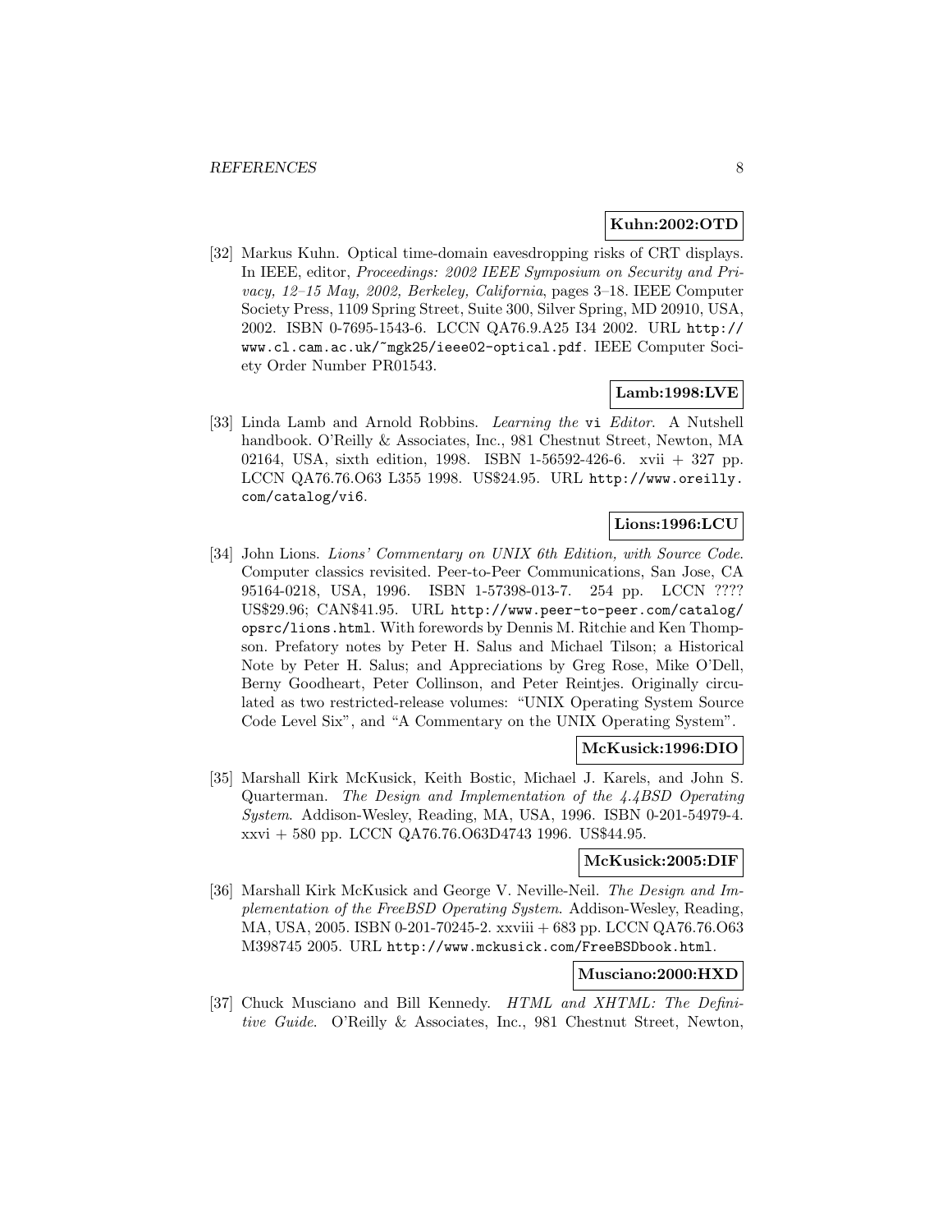**Kuhn:2002:OTD**

[32] Markus Kuhn. Optical time-domain eavesdropping risks of CRT displays. In IEEE, editor, *Proceedings: 2002 IEEE Symposium on Security and Privacy, 12–15 May, 2002, Berkeley, California*, pages 3–18. IEEE Computer Society Press, 1109 Spring Street, Suite 300, Silver Spring, MD 20910, USA, 2002. ISBN 0-7695-1543-6. LCCN QA76.9.A25 I34 2002. URL `http://www.cl.cam.ac.uk/~mgk25/ieee02-optical.pdf`. IEEE Computer Society Order Number PR01543.

**Lamb:1998:LVE**

[33] Linda Lamb and Arnold Robbins. *Learning the* `vi` *Editor*. A Nutshell handbook. O'Reilly & Associates, Inc., 981 Chestnut Street, Newton, MA 02164, USA, sixth edition, 1998. ISBN 1-56592-426-6. xvii + 327 pp. LCCN QA76.76.O63 L355 1998. US$24.95. URL `http://www.oreilly.com/catalog/vi6`.

**Lions:1996:LCU**

[34] John Lions. *Lions' Commentary on UNIX 6th Edition, with Source Code*. Computer classics revisited. Peer-to-Peer Communications, San Jose, CA 95164-0218, USA, 1996. ISBN 1-57398-013-7. 254 pp. LCCN ???? US$29.96; CAN$41.95. URL `http://www.peer-to-peer.com/catalog/opsrc/lions.html`. With forewords by Dennis M. Ritchie and Ken Thompson. Prefatory notes by Peter H. Salus and Michael Tilson; a Historical Note by Peter H. Salus; and Appreciations by Greg Rose, Mike O'Dell, Berny Goodheart, Peter Collinson, and Peter Reintjes. Originally circulated as two restricted-release volumes: "UNIX Operating System Source Code Level Six", and "A Commentary on the UNIX Operating System".

**McKusick:1996:DIO**

[35] Marshall Kirk McKusick, Keith Bostic, Michael J. Karels, and John S. Quarterman. *The Design and Implementation of the 4.4BSD Operating System*. Addison-Wesley, Reading, MA, USA, 1996. ISBN 0-201-54979-4. xxvi + 580 pp. LCCN QA76.76.O63D4743 1996. US$44.95.

**McKusick:2005:DIF**

[36] Marshall Kirk McKusick and George V. Neville-Neil. *The Design and Implementation of the FreeBSD Operating System*. Addison-Wesley, Reading, MA, USA, 2005. ISBN 0-201-70245-2. xxviii + 683 pp. LCCN QA76.76.O63 M398745 2005. URL `http://www.mckusick.com/FreeBSDbook.html`.

**Musciano:2000:HXD**

[37] Chuck Musciano and Bill Kennedy. *HTML and XHTML: The Definitive Guide*. O'Reilly & Associates, Inc., 981 Chestnut Street, Newton,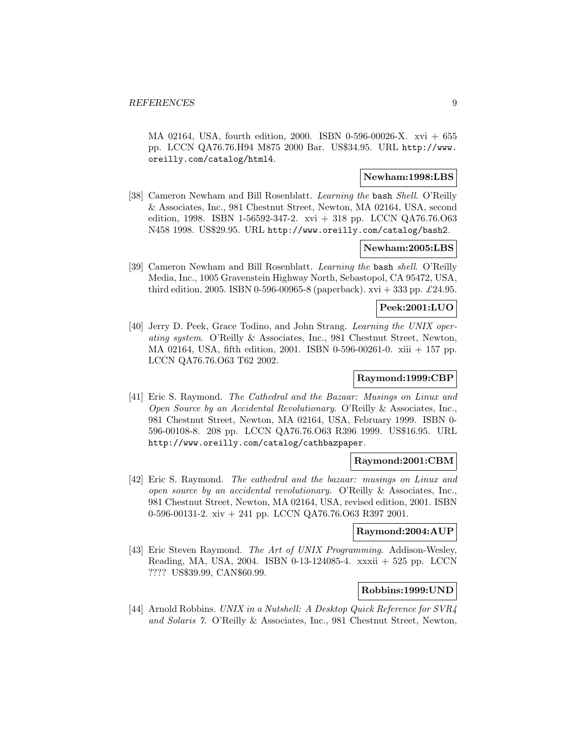MA 02164, USA, fourth edition, 2000. ISBN 0-596-00026-X. xvi + 655 pp. LCCN QA76.76.H94 M875 2000 Bar. US$34.95. URL http://www.oreilly.com/catalog/html4.

**Newham:1998:LBS**

[38] Cameron Newham and Bill Rosenblatt. *Learning the* `bash` *Shell*. O'Reilly & Associates, Inc., 981 Chestnut Street, Newton, MA 02164, USA, second edition, 1998. ISBN 1-56592-347-2. xvi + 318 pp. LCCN QA76.76.O63 N458 1998. US$29.95. URL http://www.oreilly.com/catalog/bash2.

**Newham:2005:LBS**

[39] Cameron Newham and Bill Rosenblatt. *Learning the* `bash` *shell*. O'Reilly Media, Inc., 1005 Gravenstein Highway North, Sebastopol, CA 95472, USA, third edition, 2005. ISBN 0-596-00965-8 (paperback). xvi + 333 pp. £24.95.

**Peek:2001:LUO**

[40] Jerry D. Peek, Grace Todino, and John Strang. *Learning the UNIX operating system*. O'Reilly & Associates, Inc., 981 Chestnut Street, Newton, MA 02164, USA, fifth edition, 2001. ISBN 0-596-00261-0. xiii + 157 pp. LCCN QA76.76.O63 T62 2002.

**Raymond:1999:CBP**

[41] Eric S. Raymond. *The Cathedral and the Bazaar: Musings on Linux and Open Source by an Accidental Revolutionary*. O'Reilly & Associates, Inc., 981 Chestnut Street, Newton, MA 02164, USA, February 1999. ISBN 0-596-00108-8. 208 pp. LCCN QA76.76.O63 R396 1999. US$16.95. URL http://www.oreilly.com/catalog/cathbazpaper.

**Raymond:2001:CBM**

[42] Eric S. Raymond. *The cathedral and the bazaar: musings on Linux and open source by an accidental revolutionary*. O'Reilly & Associates, Inc., 981 Chestnut Street, Newton, MA 02164, USA, revised edition, 2001. ISBN 0-596-00131-2. xiv + 241 pp. LCCN QA76.76.O63 R397 2001.

**Raymond:2004:AUP**

[43] Eric Steven Raymond. *The Art of UNIX Programming*. Addison-Wesley, Reading, MA, USA, 2004. ISBN 0-13-124085-4. xxxii + 525 pp. LCCN ???? US$39.99, CAN$60.99.

**Robbins:1999:UND**

[44] Arnold Robbins. *UNIX in a Nutshell: A Desktop Quick Reference for SVR4 and Solaris 7*. O'Reilly & Associates, Inc., 981 Chestnut Street, Newton,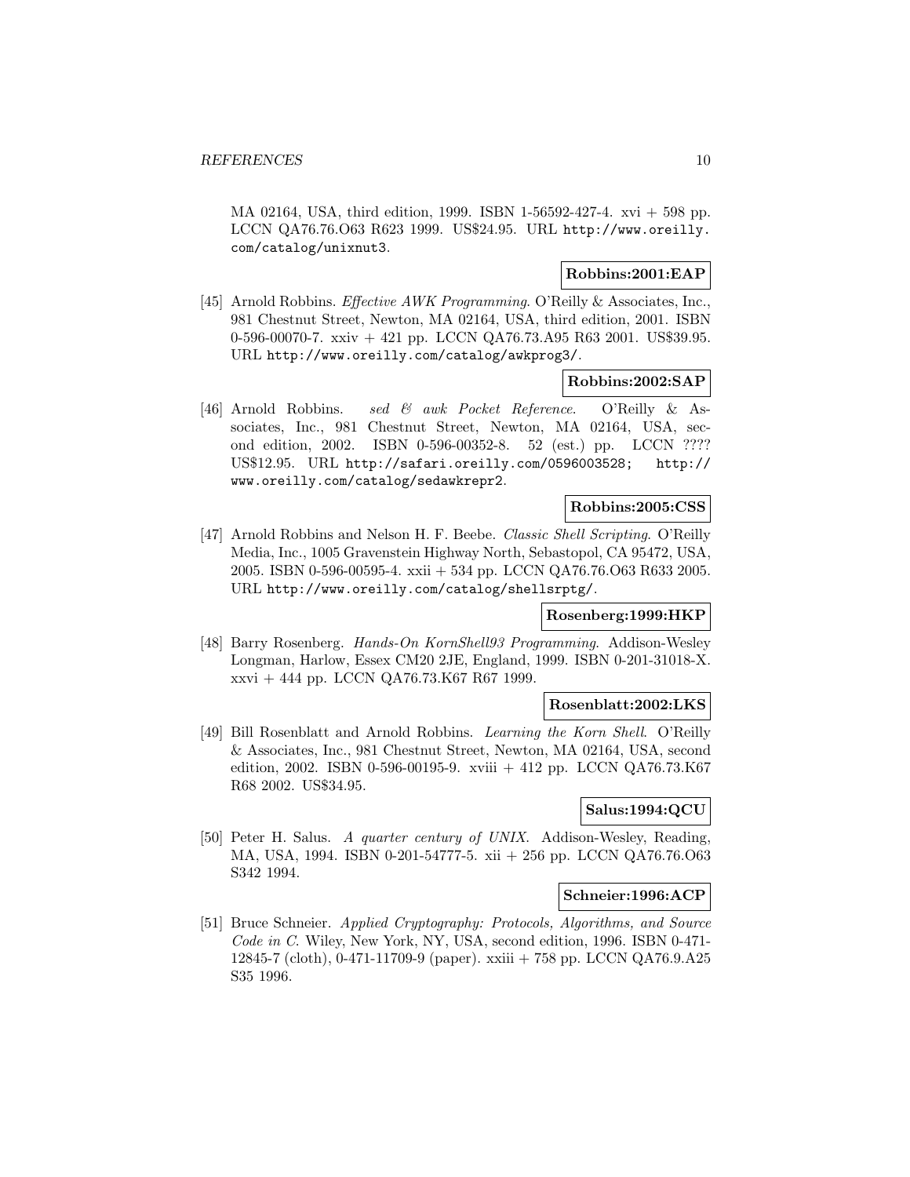MA 02164, USA, third edition, 1999. ISBN 1-56592-427-4. xvi + 598 pp. LCCN QA76.76.O63 R623 1999. US$24.95. URL http://www.oreilly.com/catalog/unixnut3.

**Robbins:2001:EAP**

[45] Arnold Robbins. *Effective AWK Programming*. O'Reilly & Associates, Inc., 981 Chestnut Street, Newton, MA 02164, USA, third edition, 2001. ISBN 0-596-00070-7. xxiv + 421 pp. LCCN QA76.73.A95 R63 2001. US$39.95. URL http://www.oreilly.com/catalog/awkprog3/.

**Robbins:2002:SAP**

[46] Arnold Robbins. *sed & awk Pocket Reference*. O'Reilly & Associates, Inc., 981 Chestnut Street, Newton, MA 02164, USA, second edition, 2002. ISBN 0-596-00352-8. 52 (est.) pp. LCCN ???? US$12.95. URL http://safari.oreilly.com/0596003528; http://www.oreilly.com/catalog/sedawkrepr2.

**Robbins:2005:CSS**

[47] Arnold Robbins and Nelson H. F. Beebe. *Classic Shell Scripting*. O'Reilly Media, Inc., 1005 Gravenstein Highway North, Sebastopol, CA 95472, USA, 2005. ISBN 0-596-00595-4. xxii + 534 pp. LCCN QA76.76.O63 R633 2005. URL http://www.oreilly.com/catalog/shellsrptg/.

**Rosenberg:1999:HKP**

[48] Barry Rosenberg. *Hands-On KornShell93 Programming*. Addison-Wesley Longman, Harlow, Essex CM20 2JE, England, 1999. ISBN 0-201-31018-X. xxvi + 444 pp. LCCN QA76.73.K67 R67 1999.

**Rosenblatt:2002:LKS**

[49] Bill Rosenblatt and Arnold Robbins. *Learning the Korn Shell*. O'Reilly & Associates, Inc., 981 Chestnut Street, Newton, MA 02164, USA, second edition, 2002. ISBN 0-596-00195-9. xviii + 412 pp. LCCN QA76.73.K67 R68 2002. US$34.95.

**Salus:1994:QCU**

[50] Peter H. Salus. *A quarter century of UNIX*. Addison-Wesley, Reading, MA, USA, 1994. ISBN 0-201-54777-5. xii + 256 pp. LCCN QA76.76.O63 S342 1994.

**Schneier:1996:ACP**

[51] Bruce Schneier. *Applied Cryptography: Protocols, Algorithms, and Source Code in C*. Wiley, New York, NY, USA, second edition, 1996. ISBN 0-471-12845-7 (cloth), 0-471-11709-9 (paper). xxiii + 758 pp. LCCN QA76.9.A25 S35 1996.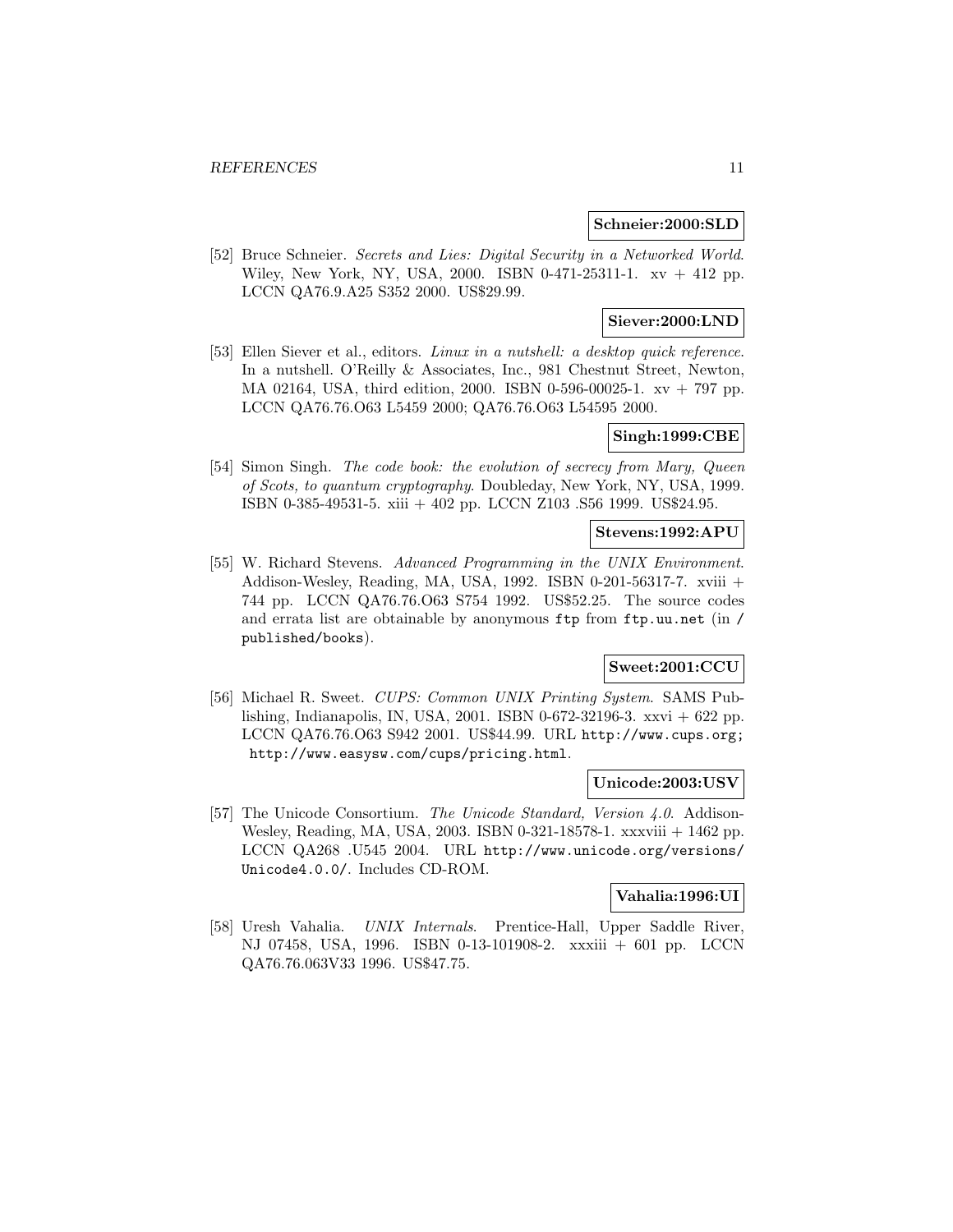**Schneier:2000:SLD**

[52] Bruce Schneier. *Secrets and Lies: Digital Security in a Networked World*. Wiley, New York, NY, USA, 2000. ISBN 0-471-25311-1. xv + 412 pp. LCCN QA76.9.A25 S352 2000. US$29.99.

**Siever:2000:LND**

[53] Ellen Siever et al., editors. *Linux in a nutshell: a desktop quick reference*. In a nutshell. O'Reilly & Associates, Inc., 981 Chestnut Street, Newton, MA 02164, USA, third edition, 2000. ISBN 0-596-00025-1. xv + 797 pp. LCCN QA76.76.O63 L5459 2000; QA76.76.O63 L54595 2000.

**Singh:1999:CBE**

[54] Simon Singh. *The code book: the evolution of secrecy from Mary, Queen of Scots, to quantum cryptography*. Doubleday, New York, NY, USA, 1999. ISBN 0-385-49531-5. xiii + 402 pp. LCCN Z103 .S56 1999. US$24.95.

**Stevens:1992:APU**

[55] W. Richard Stevens. *Advanced Programming in the UNIX Environment*. Addison-Wesley, Reading, MA, USA, 1992. ISBN 0-201-56317-7. xviii + 744 pp. LCCN QA76.76.O63 S754 1992. US$52.25. The source codes and errata list are obtainable by anonymous `ftp` from `ftp.uu.net` (in `/published/books`).

**Sweet:2001:CCU**

[56] Michael R. Sweet. *CUPS: Common UNIX Printing System*. SAMS Publishing, Indianapolis, IN, USA, 2001. ISBN 0-672-32196-3. xxvi + 622 pp. LCCN QA76.76.O63 S942 2001. US$44.99. URL `http://www.cups.org; http://www.easysw.com/cups/pricing.html`.

**Unicode:2003:USV**

[57] The Unicode Consortium. *The Unicode Standard, Version 4.0*. Addison-Wesley, Reading, MA, USA, 2003. ISBN 0-321-18578-1. xxxviii + 1462 pp. LCCN QA268 .U545 2004. URL `http://www.unicode.org/versions/Unicode4.0.0/`. Includes CD-ROM.

**Vahalia:1996:UI**

[58] Uresh Vahalia. *UNIX Internals*. Prentice-Hall, Upper Saddle River, NJ 07458, USA, 1996. ISBN 0-13-101908-2. xxxiii + 601 pp. LCCN QA76.76.063V33 1996. US$47.75.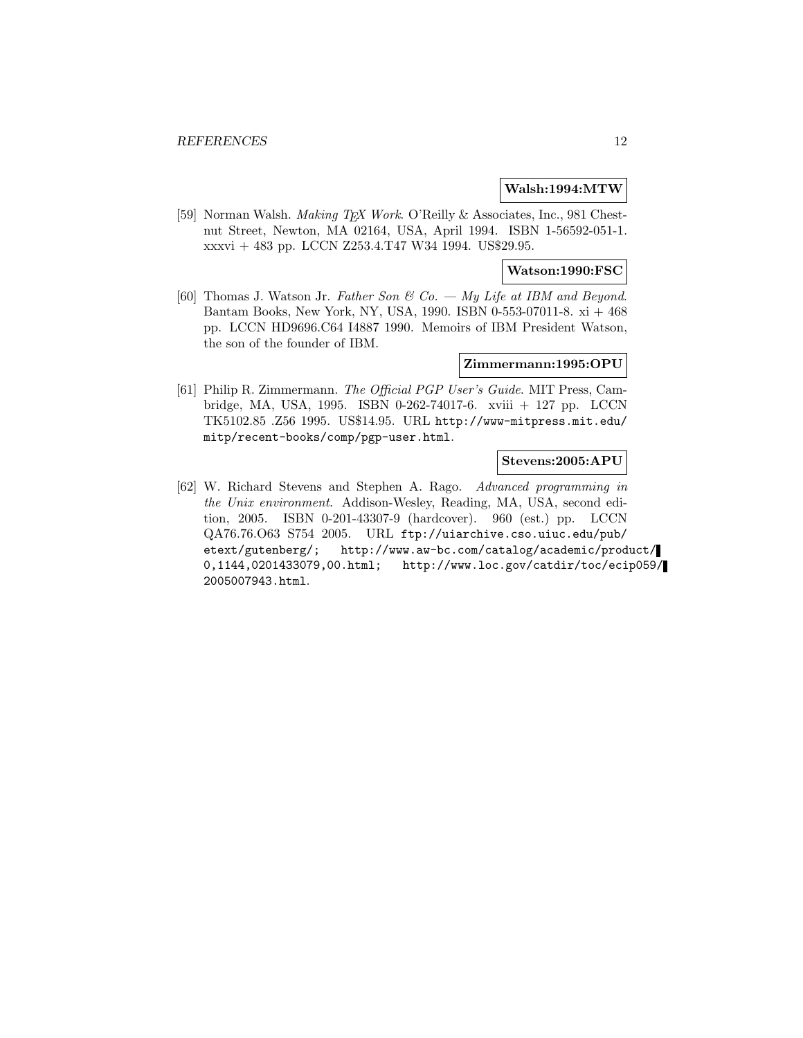**Walsh:1994:MTW**

[59] Norman Walsh. *Making TEX Work*. O'Reilly & Associates, Inc., 981 Chestnut Street, Newton, MA 02164, USA, April 1994. ISBN 1-56592-051-1. xxxvi + 483 pp. LCCN Z253.4.T47 W34 1994. US$29.95.

**Watson:1990:FSC**

[60] Thomas J. Watson Jr. *Father Son & Co. — My Life at IBM and Beyond*. Bantam Books, New York, NY, USA, 1990. ISBN 0-553-07011-8. xi + 468 pp. LCCN HD9696.C64 I4887 1990. Memoirs of IBM President Watson, the son of the founder of IBM.

**Zimmermann:1995:OPU**

[61] Philip R. Zimmermann. *The Official PGP User's Guide*. MIT Press, Cambridge, MA, USA, 1995. ISBN 0-262-74017-6. xviii + 127 pp. LCCN TK5102.85 .Z56 1995. US$14.95. URL `http://www-mitpress.mit.edu/mitp/recent-books/comp/pgp-user.html`.

**Stevens:2005:APU**

[62] W. Richard Stevens and Stephen A. Rago. *Advanced programming in the Unix environment*. Addison-Wesley, Reading, MA, USA, second edition, 2005. ISBN 0-201-43307-9 (hardcover). 960 (est.) pp. LCCN QA76.76.O63 S754 2005. URL `ftp://uiarchive.cso.uiuc.edu/pub/etext/gutenberg/`; `http://www.aw-bc.com/catalog/academic/product/0,1144,0201433079,00.html`; `http://www.loc.gov/catdir/toc/ecip059/2005007943.html`.